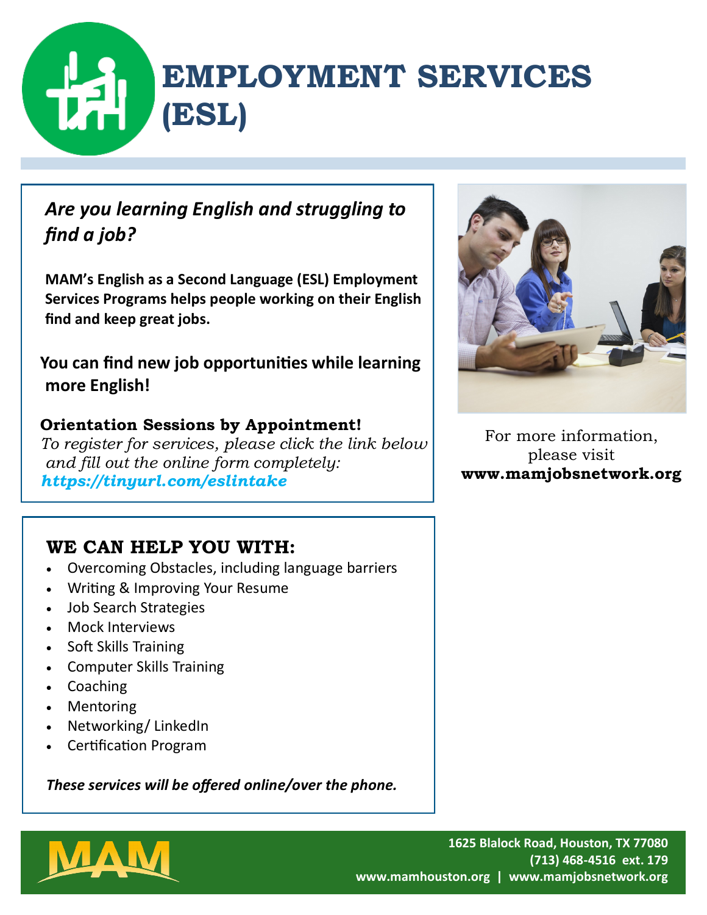# EMPLOYMENT SERVICES (ESL)

***Are you learning English and struggling to find a job?***

**MAM's English as a Second Language (ESL) Employment Services Programs helps people working on their English find and keep great jobs.**

**You can find new job opportunities while learning more English!**

**Orientation Sessions by Appointment!**

*To register for services, please click the link below and fill out the online form completely:*
***https://tinyurl.com/eslintake***

For more information, please visit **www.mamjobsnetwork.org**

## WE CAN HELP YOU WITH:

- Overcoming Obstacles, including language barriers
- Writing & Improving Your Resume
- Job Search Strategies
- Mock Interviews
- Soft Skills Training
- Computer Skills Training
- Coaching
- Mentoring
- Networking/ LinkedIn
- Certification Program

***These services will be offered online/over the phone.***

MAM

**1625 Blalock Road, Houston, TX 77080**
**(713) 468-4516 ext. 179**
**www.mamhouston.org | www.mamjobsnetwork.org**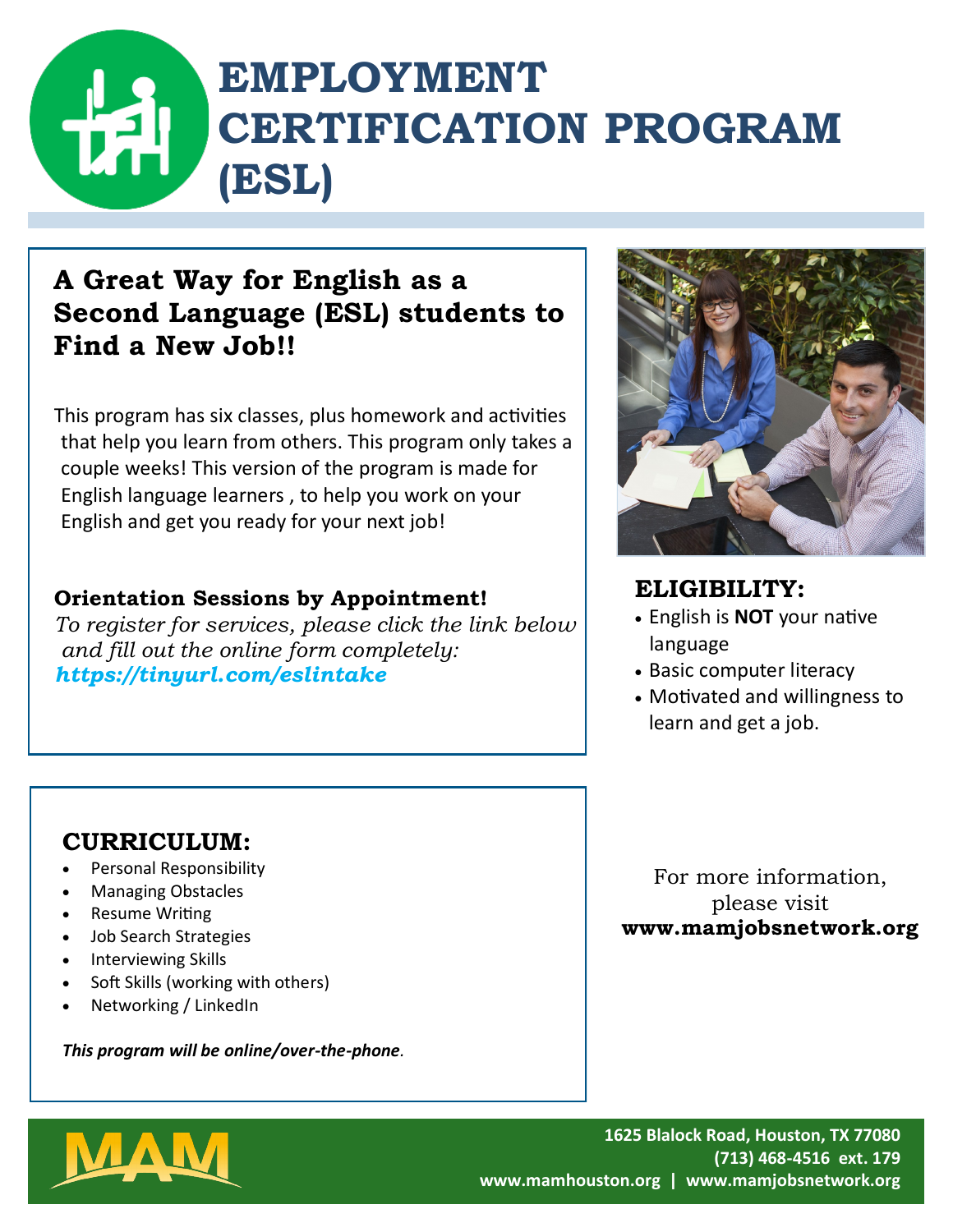# EMPLOYMENT CERTIFICATION PROGRAM (ESL)

## A Great Way for English as a Second Language (ESL) students to Find a New Job!!

This program has six classes, plus homework and activities that help you learn from others. This program only takes a couple weeks! This version of the program is made for English language learners , to help you work on your English and get you ready for your next job!

**Orientation Sessions by Appointment!**

*To register for services, please click the link below and fill out the online form completely:*
***https://tinyurl.com/eslintake***

### ELIGIBILITY:

- English is **NOT** your native language
- Basic computer literacy
- Motivated and willingness to learn and get a job.

### CURRICULUM:

- Personal Responsibility
- Managing Obstacles
- Resume Writing
- Job Search Strategies
- Interviewing Skills
- Soft Skills (working with others)
- Networking / LinkedIn

***This program will be online/over-the-phone.***

For more information, please visit **www.mamjobsnetwork.org**

MAM

**1625 Blalock Road, Houston, TX 77080**
**(713) 468-4516 ext. 179**
**www.mamhouston.org | www.mamjobsnetwork.org**